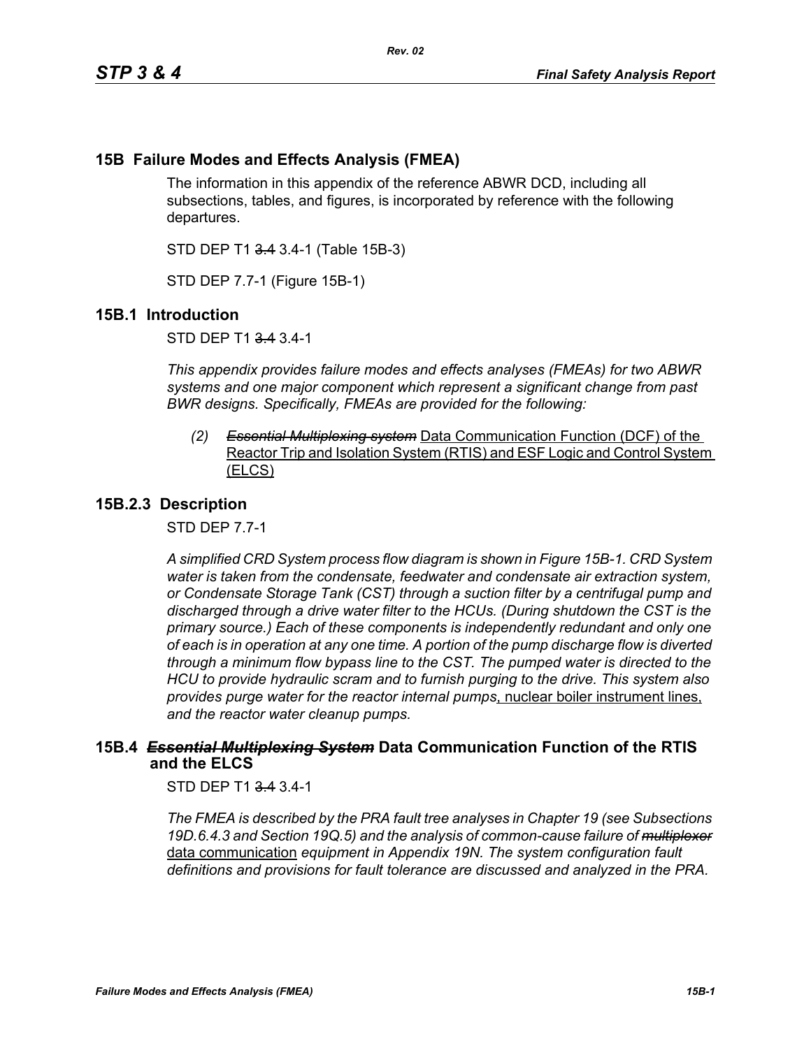## 15B Failure Modes and Effects Analysis (FMEA)

The information in this appendix of the reference ABWR DCD, including all subsections, tables, and figures, is incorporated by reference with the following departures.

STD DEP T1 ~~3.4~~ 3.4-1 (Table 15B-3)

STD DEP 7.7-1 (Figure 15B-1)

## 15B.1 Introduction

STD DEP T1 ~~3.4~~ 3.4-1

*This appendix provides failure modes and effects analyses (FMEAs) for two ABWR systems and one major component which represent a significant change from past BWR designs. Specifically, FMEAs are provided for the following:*

> *(2)* ~~*Essential Multiplexing system*~~ <u>Data Communication Function (DCF) of the Reactor Trip and Isolation System (RTIS) and ESF Logic and Control System (ELCS)</u>

## 15B.2.3 Description

STD DEP 7.7-1

*A simplified CRD System process flow diagram is shown in Figure 15B-1. CRD System water is taken from the condensate, feedwater and condensate air extraction system, or Condensate Storage Tank (CST) through a suction filter by a centrifugal pump and discharged through a drive water filter to the HCUs. (During shutdown the CST is the primary source.) Each of these components is independently redundant and only one of each is in operation at any one time. A portion of the pump discharge flow is diverted through a minimum flow bypass line to the CST. The pumped water is directed to the HCU to provide hydraulic scram and to furnish purging to the drive. This system also provides purge water for the reactor internal pumps*<u>, nuclear boiler instrument lines,</u> *and the reactor water cleanup pumps.*

## 15B.4 ~~*Essential Multiplexing System*~~ Data Communication Function of the RTIS and the ELCS

STD DEP T1 ~~3.4~~ 3.4-1

*The FMEA is described by the PRA fault tree analyses in Chapter 19 (see Subsections 19D.6.4.3 and Section 19Q.5) and the analysis of common-cause failure of* ~~*multiplexor*~~ <u>data communication</u> *equipment in Appendix 19N. The system configuration fault definitions and provisions for fault tolerance are discussed and analyzed in the PRA.*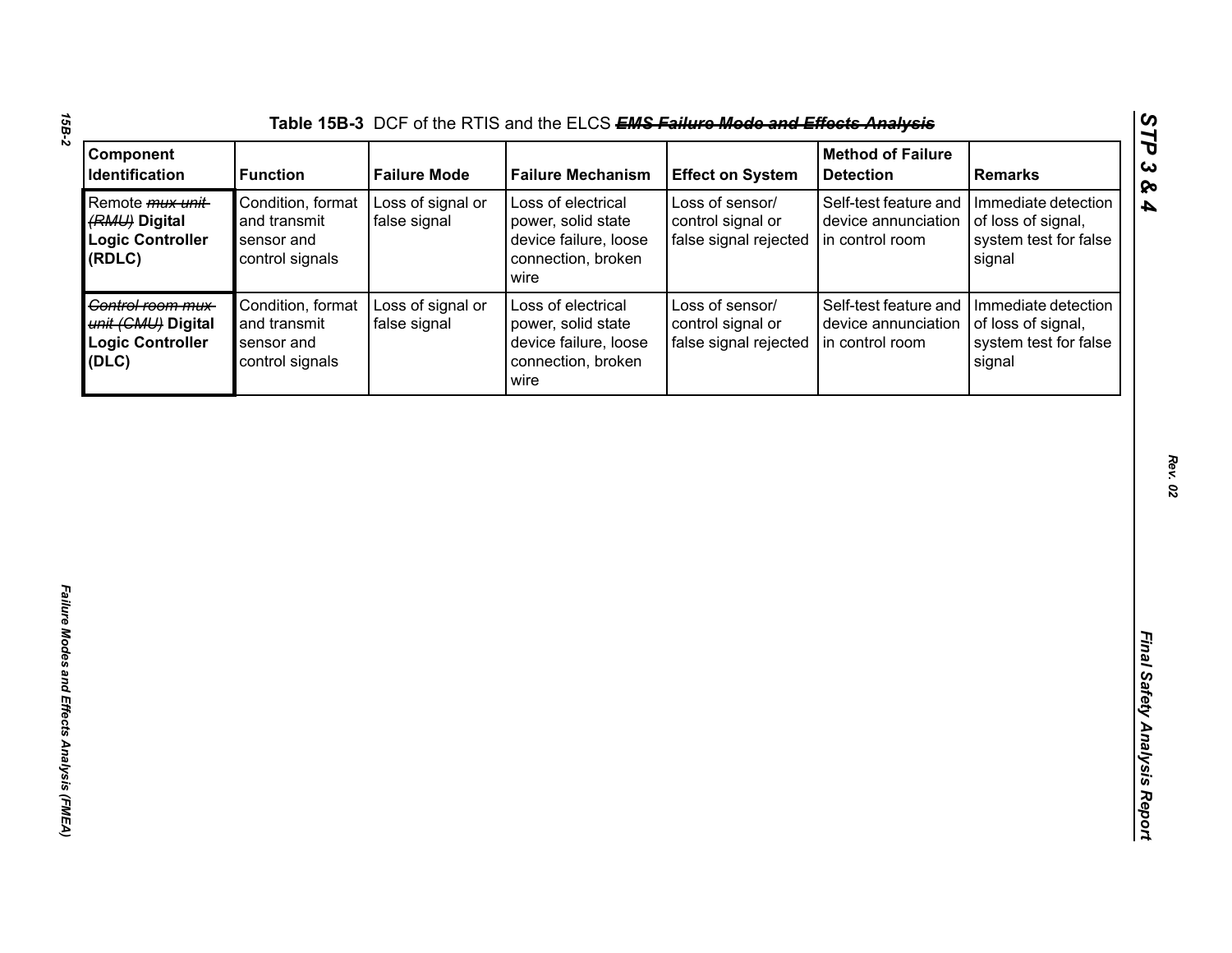**Table 15B-3** DCF of the RTIS and the ELCS ~~***EMS Failure Mode and Effects Analysis***~~

| Component Identification | Function | Failure Mode | Failure Mechanism | Effect on System | Method of Failure Detection | Remarks |
|---|---|---|---|---|---|---|
| Remote ~~*mux unit (RMU)*~~ **Digital Logic Controller (RDLC)** | Condition, format and transmit sensor and control signals | Loss of signal or false signal | Loss of electrical power, solid state device failure, loose connection, broken wire | Loss of sensor/ control signal or false signal rejected | Self-test feature and device annunciation in control room | Immediate detection of loss of signal, system test for false signal |
| ~~*Control room mux unit (CMU)*~~ **Digital Logic Controller (DLC)** | Condition, format and transmit sensor and control signals | Loss of signal or false signal | Loss of electrical power, solid state device failure, loose connection, broken wire | Loss of sensor/ control signal or false signal rejected | Self-test feature and device annunciation in control room | Immediate detection of loss of signal, system test for false signal |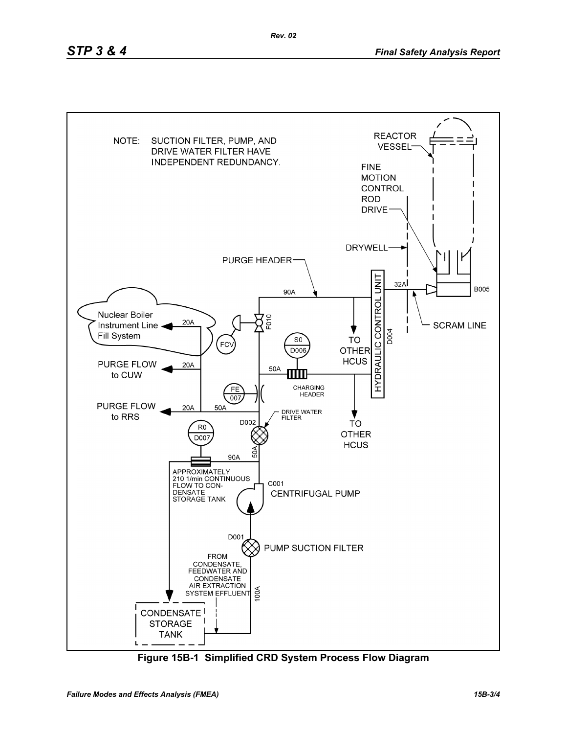NOTE: SUCTION FILTER, PUMP, AND DRIVE WATER FILTER HAVE INDEPENDENT REDUNDANCY.

REACTOR VESSEL

FINE MOTION CONTROL ROD DRIVE

DRYWELL

PURGE HEADER

90A

32A

B005

HYDRAULIC CONTROL UNIT

D004

SCRAM LINE

Nuclear Boiler Instrument Line Fill System

20A

F010

FCV

S0

D006

TO OTHER HCUS

PURGE FLOW to CUW

20A

50A

CHARGING HEADER

FE

007

PURGE FLOW to RRS

20A

50A

DRIVE WATER FILTER

D002

TO OTHER HCUS

R0

D007

90A

50A

APPROXIMATELY 210 1/min CONTINUOUS FLOW TO CONDENSATE STORAGE TANK

C001

CENTRIFUGAL PUMP

D001

PUMP SUCTION FILTER

FROM CONDENSATE, FEEDWATER AND CONDENSATE AIR EXTRACTION SYSTEM EFFLUENT

100A

CONDENSATE STORAGE TANK

**Figure 15B-1 Simplified CRD System Process Flow Diagram**